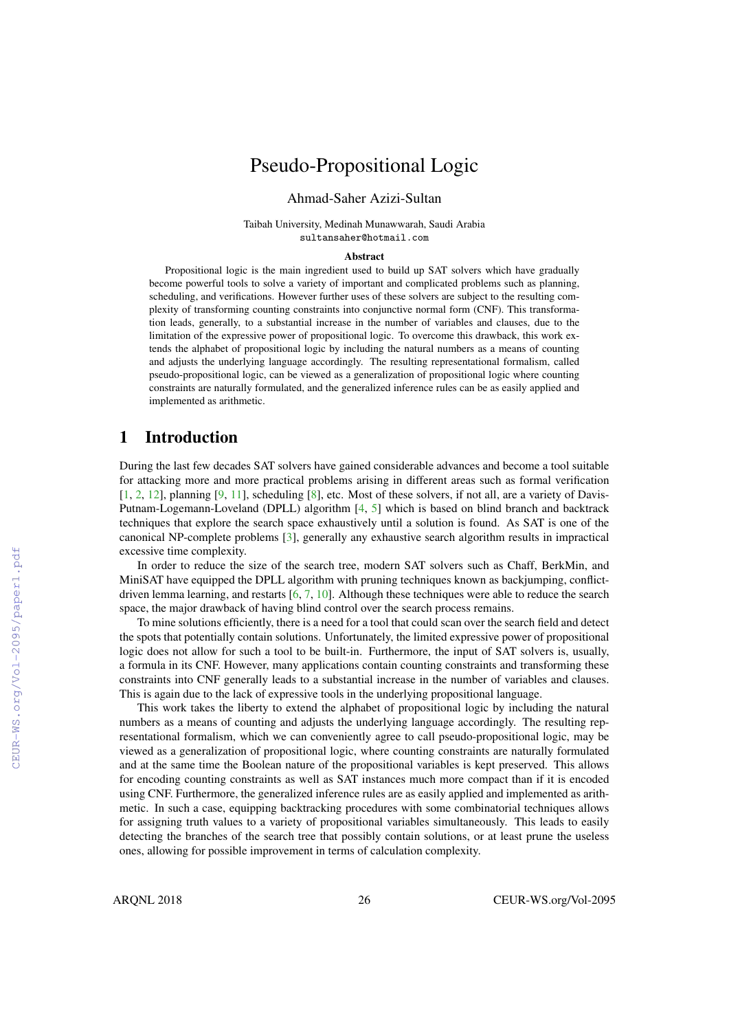# Pseudo-Propositional Logic

Ahmad-Saher Azizi-Sultan

Taibah University, Medinah Munawwarah, Saudi Arabia
sultansaher@hotmail.com

## Abstract

Propositional logic is the main ingredient used to build up SAT solvers which have gradually become powerful tools to solve a variety of important and complicated problems such as planning, scheduling, and verifications. However further uses of these solvers are subject to the resulting complexity of transforming counting constraints into conjunctive normal form (CNF). This transformation leads, generally, to a substantial increase in the number of variables and clauses, due to the limitation of the expressive power of propositional logic. To overcome this drawback, this work extends the alphabet of propositional logic by including the natural numbers as a means of counting and adjusts the underlying language accordingly. The resulting representational formalism, called pseudo-propositional logic, can be viewed as a generalization of propositional logic where counting constraints are naturally formulated, and the generalized inference rules can be as easily applied and implemented as arithmetic.

## 1 Introduction

During the last few decades SAT solvers have gained considerable advances and become a tool suitable for attacking more and more practical problems arising in different areas such as formal verification [1, 2, 12], planning [9, 11], scheduling [8], etc. Most of these solvers, if not all, are a variety of Davis-Putnam-Logemann-Loveland (DPLL) algorithm [4, 5] which is based on blind branch and backtrack techniques that explore the search space exhaustively until a solution is found. As SAT is one of the canonical NP-complete problems [3], generally any exhaustive search algorithm results in impractical excessive time complexity.

In order to reduce the size of the search tree, modern SAT solvers such as Chaff, BerkMin, and MiniSAT have equipped the DPLL algorithm with pruning techniques known as backjumping, conflict-driven lemma learning, and restarts [6, 7, 10]. Although these techniques were able to reduce the search space, the major drawback of having blind control over the search process remains.

To mine solutions efficiently, there is a need for a tool that could scan over the search field and detect the spots that potentially contain solutions. Unfortunately, the limited expressive power of propositional logic does not allow for such a tool to be built-in. Furthermore, the input of SAT solvers is, usually, a formula in its CNF. However, many applications contain counting constraints and transforming these constraints into CNF generally leads to a substantial increase in the number of variables and clauses. This is again due to the lack of expressive tools in the underlying propositional language.

This work takes the liberty to extend the alphabet of propositional logic by including the natural numbers as a means of counting and adjusts the underlying language accordingly. The resulting representational formalism, which we can conveniently agree to call pseudo-propositional logic, may be viewed as a generalization of propositional logic, where counting constraints are naturally formulated and at the same time the Boolean nature of the propositional variables is kept preserved. This allows for encoding counting constraints as well as SAT instances much more compact than if it is encoded using CNF. Furthermore, the generalized inference rules are as easily applied and implemented as arithmetic. In such a case, equipping backtracking procedures with some combinatorial techniques allows for assigning truth values to a variety of propositional variables simultaneously. This leads to easily detecting the branches of the search tree that possibly contain solutions, or at least prune the useless ones, allowing for possible improvement in terms of calculation complexity.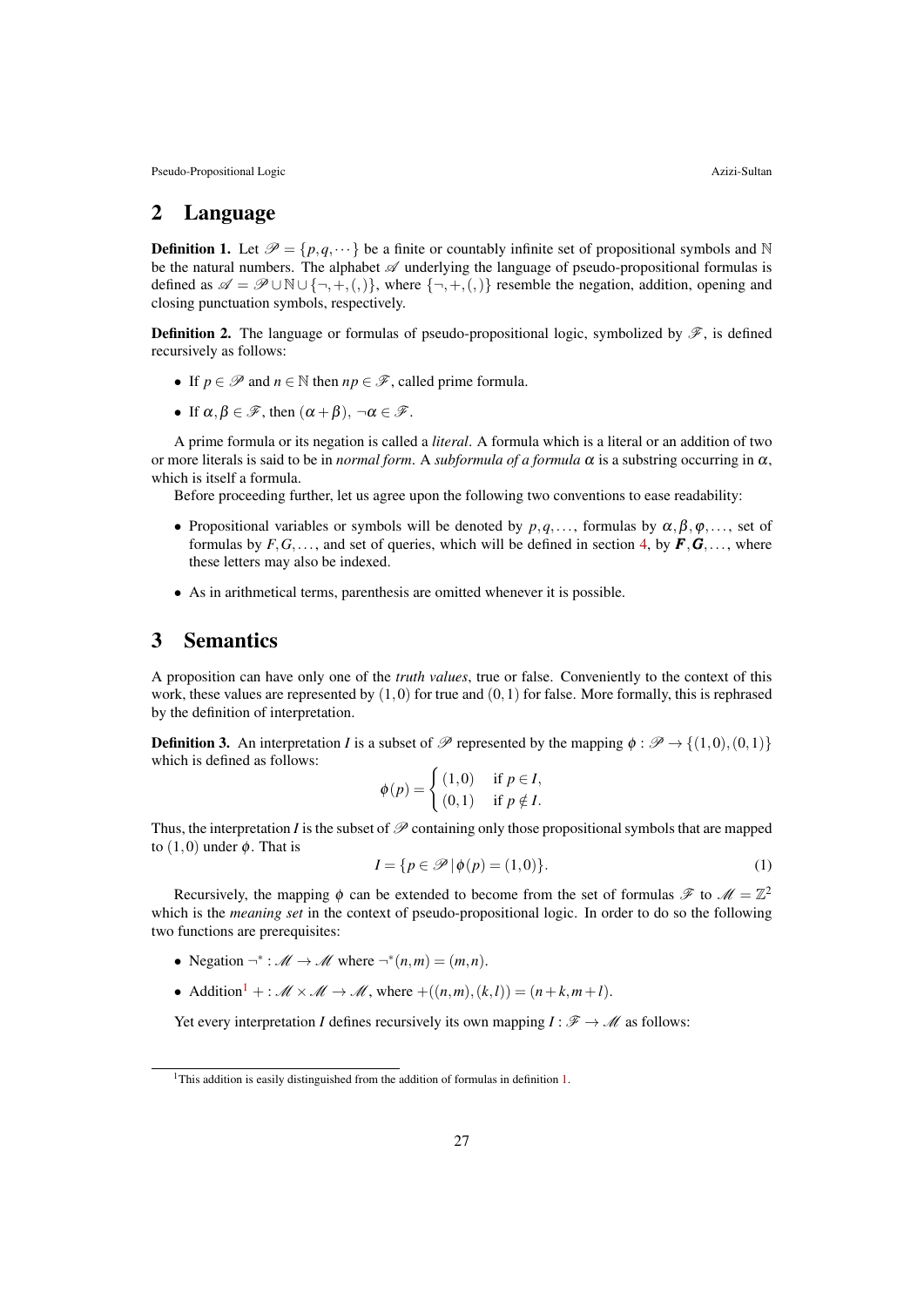## 2 Language

**Definition 1.** Let $\mathscr{P} = \{p, q, \cdots\}$ be a finite or countably infinite set of propositional symbols and $\mathbb{N}$ be the natural numbers. The alphabet $\mathscr{A}$ underlying the language of pseudo-propositional formulas is defined as $\mathscr{A} = \mathscr{P} \cup \mathbb{N} \cup \{\neg, +, (, )\}$, where $\{\neg, +, (, )\}$ resemble the negation, addition, opening and closing punctuation symbols, respectively.

**Definition 2.** The language or formulas of pseudo-propositional logic, symbolized by $\mathscr{F}$, is defined recursively as follows:

- If $p \in \mathscr{P}$ and $n \in \mathbb{N}$ then $np \in \mathscr{F}$, called prime formula.
- If $\alpha, \beta \in \mathscr{F}$, then $(\alpha + \beta)$, $\neg\alpha \in \mathscr{F}$.

A prime formula or its negation is called a *literal*. A formula which is a literal or an addition of two or more literals is said to be in *normal form*. A *subformula of a formula* $\alpha$ is a substring occurring in $\alpha$, which is itself a formula.

Before proceeding further, let us agree upon the following two conventions to ease readability:

- Propositional variables or symbols will be denoted by $p, q, \ldots$, formulas by $\alpha, \beta, \varphi, \ldots$, set of formulas by $F, G, \ldots$, and set of queries, which will be defined in section 4, by $\boldsymbol{F}, \boldsymbol{G}, \ldots$, where these letters may also be indexed.
- As in arithmetical terms, parenthesis are omitted whenever it is possible.

## 3 Semantics

A proposition can have only one of the *truth values*, true or false. Conveniently to the context of this work, these values are represented by $(1, 0)$ for true and $(0, 1)$ for false. More formally, this is rephrased by the definition of interpretation.

**Definition 3.** An interpretation $I$ is a subset of $\mathscr{P}$ represented by the mapping $\phi : \mathscr{P} \to \{(1, 0), (0, 1)\}$ which is defined as follows:

$$\phi(p) = \begin{cases} (1,0) & \text{if } p \in I, \\ (0,1) & \text{if } p \notin I. \end{cases}$$

Thus, the interpretation $I$ is the subset of $\mathscr{P}$ containing only those propositional symbols that are mapped to $(1, 0)$ under $\phi$. That is

$$I = \{p \in \mathscr{P} \,|\, \phi(p) = (1, 0)\}. \tag{1}$$

Recursively, the mapping $\phi$ can be extended to become from the set of formulas $\mathscr{F}$ to $\mathscr{M} = \mathbb{Z}^2$ which is the *meaning set* in the context of pseudo-propositional logic. In order to do so the following two functions are prerequisites:

- Negation $\neg^* : \mathscr{M} \to \mathscr{M}$ where $\neg^*(n, m) = (m, n)$.
- Addition[1] $+ : \mathscr{M} \times \mathscr{M} \to \mathscr{M}$, where $+((n, m), (k, l)) = (n + k, m + l)$.

Yet every interpretation $I$ defines recursively its own mapping $I : \mathscr{F} \to \mathscr{M}$ as follows:

[1] This addition is easily distinguished from the addition of formulas in definition 1.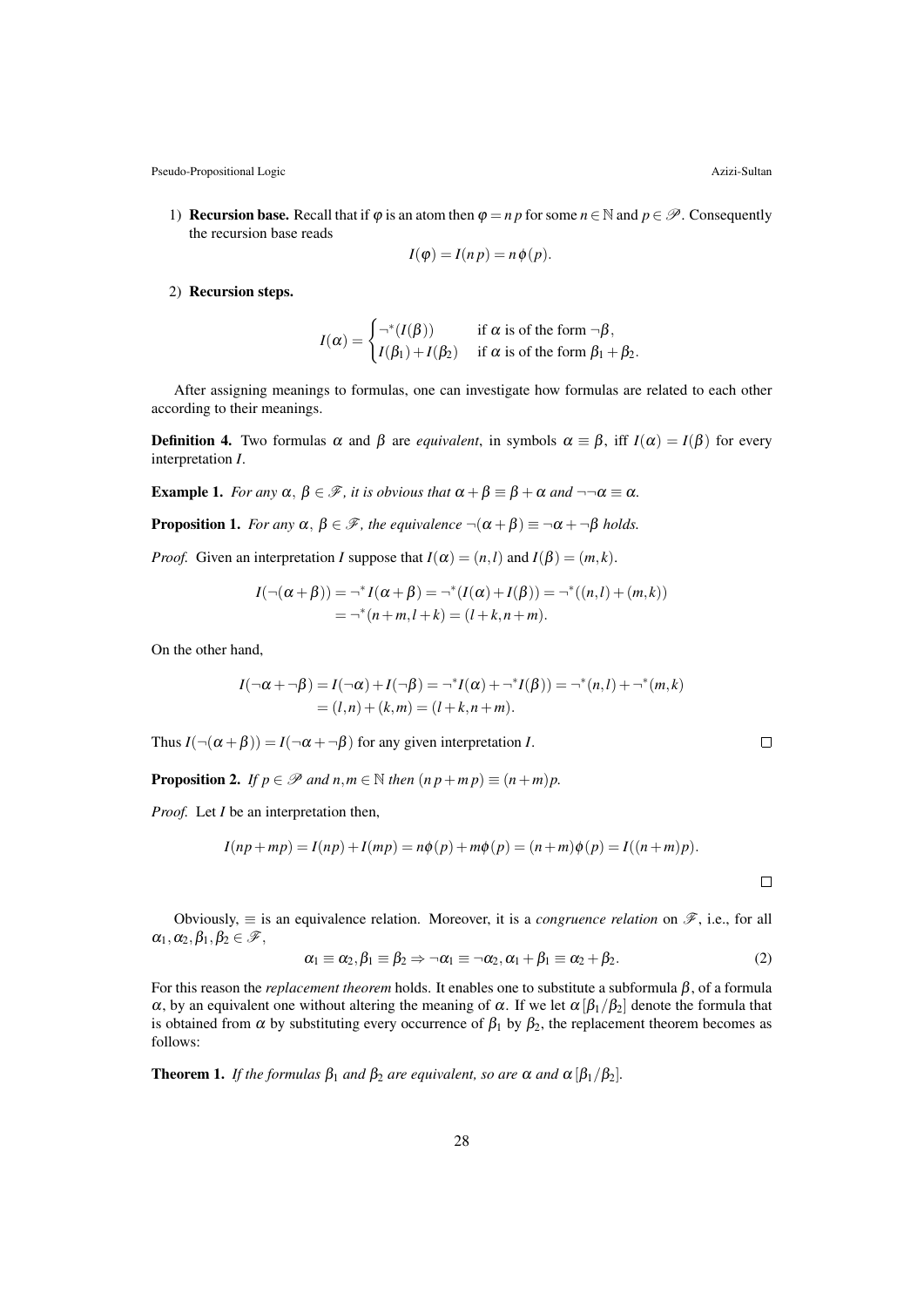1) **Recursion base.** Recall that if $\varphi$ is an atom then $\varphi = n\,p$ for some $n \in \mathbb{N}$ and $p \in \mathscr{P}$. Consequently the recursion base reads

$$I(\varphi) = I(n\,p) = n\,\phi(p).$$

2) **Recursion steps.**

$$I(\alpha) = \begin{cases} \neg^*(I(\beta)) & \text{if } \alpha \text{ is of the form } \neg\beta, \\ I(\beta_1) + I(\beta_2) & \text{if } \alpha \text{ is of the form } \beta_1 + \beta_2. \end{cases}$$

After assigning meanings to formulas, one can investigate how formulas are related to each other according to their meanings.

**Definition 4.** Two formulas $\alpha$ and $\beta$ are *equivalent*, in symbols $\alpha \equiv \beta$, iff $I(\alpha) = I(\beta)$ for every interpretation $I$.

**Example 1.** *For any $\alpha,\ \beta \in \mathscr{F}$, it is obvious that $\alpha + \beta \equiv \beta + \alpha$ and $\neg\neg\alpha \equiv \alpha$.*

**Proposition 1.** *For any $\alpha,\ \beta \in \mathscr{F}$, the equivalence $\neg(\alpha + \beta) \equiv \neg\alpha + \neg\beta$ holds.*

*Proof.* Given an interpretation $I$ suppose that $I(\alpha) = (n,l)$ and $I(\beta) = (m,k)$.

$$\begin{aligned} I(\neg(\alpha+\beta)) &= \neg^* I(\alpha+\beta) = \neg^*(I(\alpha)+I(\beta)) = \neg^*((n,l)+(m,k)) \\ &= \neg^*(n+m, l+k) = (l+k, n+m). \end{aligned}$$

On the other hand,

$$\begin{aligned} I(\neg\alpha + \neg\beta) &= I(\neg\alpha) + I(\neg\beta) = \neg^* I(\alpha) + \neg^* I(\beta)) = \neg^*(n,l) + \neg^*(m,k) \\ &= (l,n) + (k,m) = (l+k, n+m). \end{aligned}$$

Thus $I(\neg(\alpha+\beta)) = I(\neg\alpha + \neg\beta)$ for any given interpretation $I$. $\square$

**Proposition 2.** *If $p \in \mathscr{P}$ and $n,m \in \mathbb{N}$ then $(n\,p + m\,p) \equiv (n+m)p$.*

*Proof.* Let $I$ be an interpretation then,

$$I(np+mp) = I(np) + I(mp) = n\phi(p) + m\phi(p) = (n+m)\phi(p) = I((n+m)p).$$

$\square$

Obviously, $\equiv$ is an equivalence relation. Moreover, it is a *congruence relation* on $\mathscr{F}$, i.e., for all $\alpha_1, \alpha_2, \beta_1, \beta_2 \in \mathscr{F}$,

$$\alpha_1 \equiv \alpha_2, \beta_1 \equiv \beta_2 \Rightarrow \neg\alpha_1 \equiv \neg\alpha_2, \alpha_1 + \beta_1 \equiv \alpha_2 + \beta_2. \tag{2}$$

For this reason the *replacement theorem* holds. It enables one to substitute a subformula $\beta$, of a formula $\alpha$, by an equivalent one without altering the meaning of $\alpha$. If we let $\alpha\,[\beta_1/\beta_2]$ denote the formula that is obtained from $\alpha$ by substituting every occurrence of $\beta_1$ by $\beta_2$, the replacement theorem becomes as follows:

**Theorem 1.** *If the formulas $\beta_1$ and $\beta_2$ are equivalent, so are $\alpha$ and $\alpha\,[\beta_1/\beta_2]$.*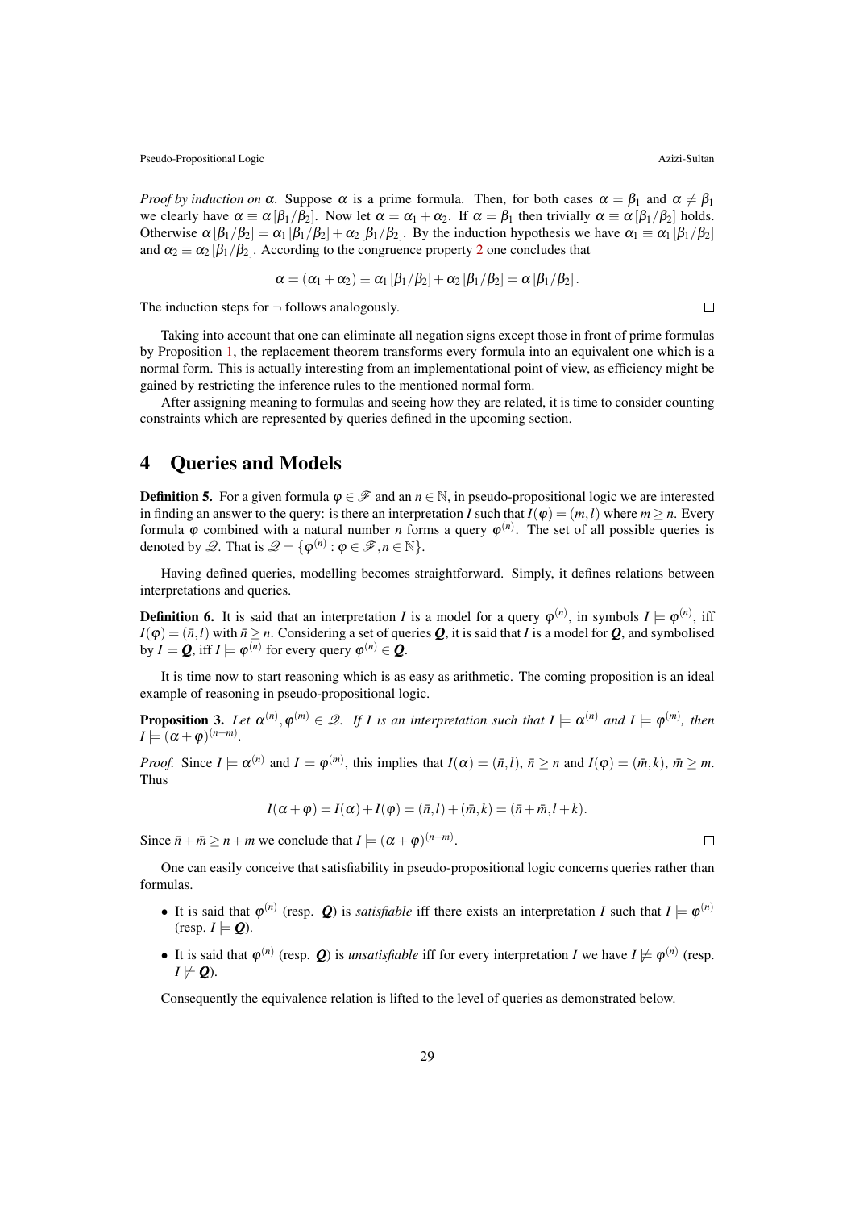*Proof by induction on $\alpha$.* Suppose $\alpha$ is a prime formula. Then, for both cases $\alpha = \beta_1$ and $\alpha \neq \beta_1$ we clearly have $\alpha \equiv \alpha[\beta_1/\beta_2]$. Now let $\alpha = \alpha_1 + \alpha_2$. If $\alpha = \beta_1$ then trivially $\alpha \equiv \alpha[\beta_1/\beta_2]$ holds. Otherwise $\alpha[\beta_1/\beta_2] = \alpha_1[\beta_1/\beta_2] + \alpha_2[\beta_1/\beta_2]$. By the induction hypothesis we have $\alpha_1 \equiv \alpha_1[\beta_1/\beta_2]$ and $\alpha_2 \equiv \alpha_2[\beta_1/\beta_2]$. According to the congruence property 2 one concludes that

$$\alpha = (\alpha_1 + \alpha_2) \equiv \alpha_1[\beta_1/\beta_2] + \alpha_2[\beta_1/\beta_2] = \alpha[\beta_1/\beta_2].$$

The induction steps for $\neg$ follows analogously. □

Taking into account that one can eliminate all negation signs except those in front of prime formulas by Proposition 1, the replacement theorem transforms every formula into an equivalent one which is a normal form. This is actually interesting from an implementational point of view, as efficiency might be gained by restricting the inference rules to the mentioned normal form.

After assigning meaning to formulas and seeing how they are related, it is time to consider counting constraints which are represented by queries defined in the upcoming section.

# 4 Queries and Models

**Definition 5.** For a given formula $\varphi \in \mathscr{F}$ and an $n \in \mathbb{N}$, in pseudo-propositional logic we are interested in finding an answer to the query: is there an interpretation $I$ such that $I(\varphi) = (m,l)$ where $m \geq n$. Every formula $\varphi$ combined with a natural number $n$ forms a query $\varphi^{(n)}$. The set of all possible queries is denoted by $\mathscr{Q}$. That is $\mathscr{Q} = \{\varphi^{(n)} : \varphi \in \mathscr{F}, n \in \mathbb{N}\}$.

Having defined queries, modelling becomes straightforward. Simply, it defines relations between interpretations and queries.

**Definition 6.** It is said that an interpretation $I$ is a model for a query $\varphi^{(n)}$, in symbols $I \models \varphi^{(n)}$, iff $I(\varphi) = (\bar{n}, l)$ with $\bar{n} \geq n$. Considering a set of queries $\boldsymbol{Q}$, it is said that $I$ is a model for $\boldsymbol{Q}$, and symbolised by $I \models \boldsymbol{Q}$, iff $I \models \varphi^{(n)}$ for every query $\varphi^{(n)} \in \boldsymbol{Q}$.

It is time now to start reasoning which is as easy as arithmetic. The coming proposition is an ideal example of reasoning in pseudo-propositional logic.

**Proposition 3.** *Let $\alpha^{(n)}, \varphi^{(m)} \in \mathscr{Q}$. If $I$ is an interpretation such that $I \models \alpha^{(n)}$ and $I \models \varphi^{(m)}$, then $I \models (\alpha + \varphi)^{(n+m)}$.*

*Proof.* Since $I \models \alpha^{(n)}$ and $I \models \varphi^{(m)}$, this implies that $I(\alpha) = (\bar{n}, l)$, $\bar{n} \geq n$ and $I(\varphi) = (\bar{m}, k)$, $\bar{m} \geq m$. Thus

$$I(\alpha + \varphi) = I(\alpha) + I(\varphi) = (\bar{n}, l) + (\bar{m}, k) = (\bar{n} + \bar{m}, l + k).$$

Since $\bar{n} + \bar{m} \geq n + m$ we conclude that $I \models (\alpha + \varphi)^{(n+m)}$. □

One can easily conceive that satisfiability in pseudo-propositional logic concerns queries rather than formulas.

- It is said that $\varphi^{(n)}$ (resp. $\boldsymbol{Q}$) is *satisfiable* iff there exists an interpretation $I$ such that $I \models \varphi^{(n)}$ (resp. $I \models \boldsymbol{Q}$).
- It is said that $\varphi^{(n)}$ (resp. $\boldsymbol{Q}$) is *unsatisfiable* iff for every interpretation $I$ we have $I \not\models \varphi^{(n)}$ (resp. $I \not\models \boldsymbol{Q}$).

Consequently the equivalence relation is lifted to the level of queries as demonstrated below.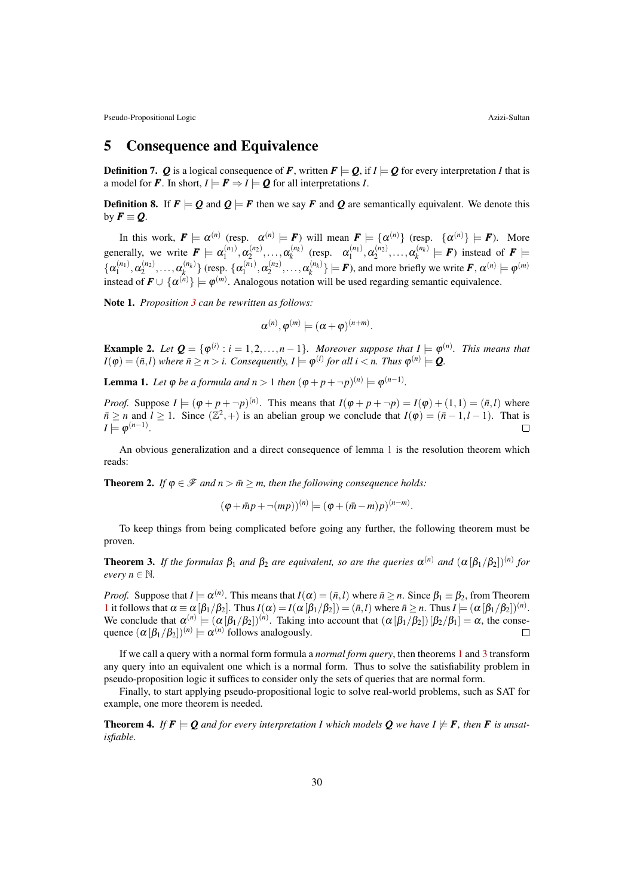## 5 Consequence and Equivalence

**Definition 7.** $\boldsymbol{Q}$ is a logical consequence of $\boldsymbol{F}$, written $\boldsymbol{F} \models \boldsymbol{Q}$, if $I \models \boldsymbol{Q}$ for every interpretation $I$ that is a model for $\boldsymbol{F}$. In short, $I \models \boldsymbol{F} \Rightarrow I \models \boldsymbol{Q}$ for all interpretations $I$.

**Definition 8.** If $\boldsymbol{F} \models \boldsymbol{Q}$ and $\boldsymbol{Q} \models \boldsymbol{F}$ then we say $\boldsymbol{F}$ and $\boldsymbol{Q}$ are semantically equivalent. We denote this by $\boldsymbol{F} \equiv \boldsymbol{Q}$.

In this work, $\boldsymbol{F} \models \alpha^{(n)}$ (resp. $\alpha^{(n)} \models \boldsymbol{F}$) will mean $\boldsymbol{F} \models \{\alpha^{(n)}\}$ (resp. $\{\alpha^{(n)}\} \models \boldsymbol{F}$). More generally, we write $\boldsymbol{F} \models \alpha_1^{(n_1)}, \alpha_2^{(n_2)}, \ldots, \alpha_k^{(n_k)}$ (resp. $\alpha_1^{(n_1)}, \alpha_2^{(n_2)}, \ldots, \alpha_k^{(n_k)} \models \boldsymbol{F}$) instead of $\boldsymbol{F} \models \{\alpha_1^{(n_1)}, \alpha_2^{(n_2)}, \ldots, \alpha_k^{(n_k)}\}$ (resp. $\{\alpha_1^{(n_1)}, \alpha_2^{(n_2)}, \ldots, \alpha_k^{(n_k)}\} \models \boldsymbol{F}$), and more briefly we write $\boldsymbol{F}, \alpha^{(n)} \models \varphi^{(m)}$ instead of $\boldsymbol{F} \cup \{\alpha^{(n)}\} \models \varphi^{(m)}$. Analogous notation will be used regarding semantic equivalence.

**Note 1.** *Proposition 3 can be rewritten as follows:*

$$\alpha^{(n)}, \varphi^{(m)} \models (\alpha + \varphi)^{(n+m)}.$$

**Example 2.** *Let $\boldsymbol{Q} = \{\varphi^{(i)} : i = 1, 2, \ldots, n-1\}$. Moreover suppose that $I \models \varphi^{(n)}$. This means that $I(\varphi) = (\bar{n}, l)$ where $\bar{n} \geq n > i$. Consequently, $I \models \varphi^{(i)}$ for all $i < n$. Thus $\varphi^{(n)} \models \boldsymbol{Q}$.*

**Lemma 1.** *Let $\varphi$ be a formula and $n > 1$ then $(\varphi + p + \neg p)^{(n)} \models \varphi^{(n-1)}$.*

*Proof.* Suppose $I \models (\varphi + p + \neg p)^{(n)}$. This means that $I(\varphi + p + \neg p) = I(\varphi) + (1, 1) = (\bar{n}, l)$ where $\bar{n} \geq n$ and $l \geq 1$. Since $(\mathbb{Z}^2, +)$ is an abelian group we conclude that $I(\varphi) = (\bar{n} - 1, l - 1)$. That is $I \models \varphi^{(n-1)}$. □

An obvious generalization and a direct consequence of lemma 1 is the resolution theorem which reads:

**Theorem 2.** *If $\varphi \in \mathscr{F}$ and $n > \bar{m} \geq m$, then the following consequence holds:*

$$(\varphi + \bar{m}p + \neg(mp))^{(n)} \models (\varphi + (\bar{m} - m)p)^{(n-m)}.$$

To keep things from being complicated before going any further, the following theorem must be proven.

**Theorem 3.** *If the formulas $\beta_1$ and $\beta_2$ are equivalent, so are the queries $\alpha^{(n)}$ and $(\alpha[\beta_1/\beta_2])^{(n)}$ for every $n \in \mathbb{N}$.*

*Proof.* Suppose that $I \models \alpha^{(n)}$. This means that $I(\alpha) = (\bar{n}, l)$ where $\bar{n} \geq n$. Since $\beta_1 \equiv \beta_2$, from Theorem 1 it follows that $\alpha \equiv \alpha[\beta_1/\beta_2]$. Thus $I(\alpha) = I(\alpha[\beta_1/\beta_2]) = (\bar{n}, l)$ where $\bar{n} \geq n$. Thus $I \models (\alpha[\beta_1/\beta_2])^{(n)}$. We conclude that $\alpha^{(n)} \models (\alpha[\beta_1/\beta_2])^{(n)}$. Taking into account that $(\alpha[\beta_1/\beta_2])[\beta_2/\beta_1] = \alpha$, the consequence $(\alpha[\beta_1/\beta_2])^{(n)} \models \alpha^{(n)}$ follows analogously. □

If we call a query with a normal form formula a *normal form query*, then theorems 1 and 3 transform any query into an equivalent one which is a normal form. Thus to solve the satisfiability problem in pseudo-proposition logic it suffices to consider only the sets of queries that are normal form.

Finally, to start applying pseudo-propositional logic to solve real-world problems, such as SAT for example, one more theorem is needed.

**Theorem 4.** *If $\boldsymbol{F} \models \boldsymbol{Q}$ and for every interpretation $I$ which models $\boldsymbol{Q}$ we have $I \not\models \boldsymbol{F}$, then $\boldsymbol{F}$ is unsatisfiable.*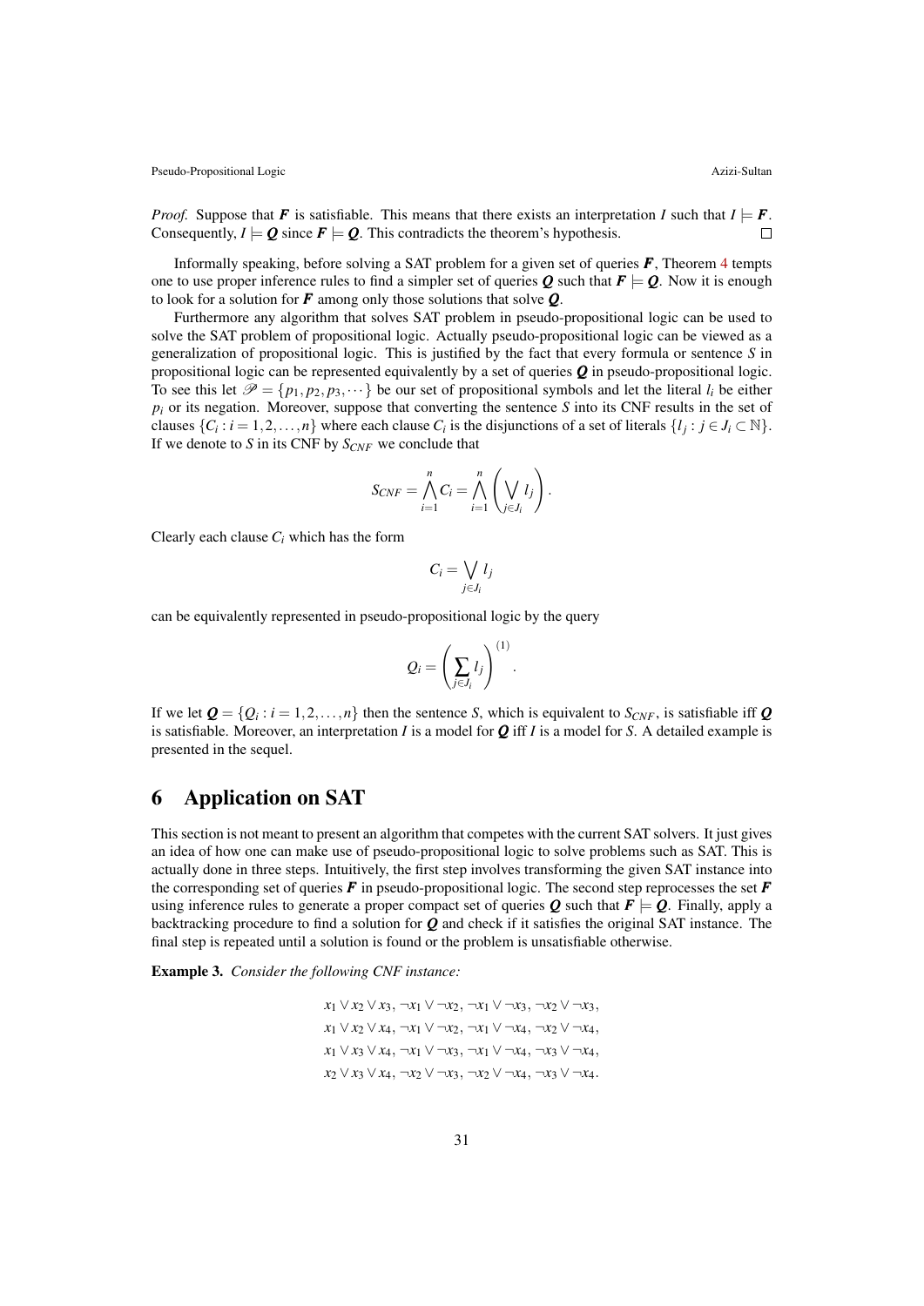*Proof.* Suppose that $\boldsymbol{F}$ is satisfiable. This means that there exists an interpretation $I$ such that $I \models \boldsymbol{F}$. Consequently, $I \models \boldsymbol{Q}$ since $\boldsymbol{F} \models \boldsymbol{Q}$. This contradicts the theorem's hypothesis. $\square$

Informally speaking, before solving a SAT problem for a given set of queries $\boldsymbol{F}$, Theorem 4 tempts one to use proper inference rules to find a simpler set of queries $\boldsymbol{Q}$ such that $\boldsymbol{F} \models \boldsymbol{Q}$. Now it is enough to look for a solution for $\boldsymbol{F}$ among only those solutions that solve $\boldsymbol{Q}$.

Furthermore any algorithm that solves SAT problem in pseudo-propositional logic can be used to solve the SAT problem of propositional logic. Actually pseudo-propositional logic can be viewed as a generalization of propositional logic. This is justified by the fact that every formula or sentence $S$ in propositional logic can be represented equivalently by a set of queries $\boldsymbol{Q}$ in pseudo-propositional logic. To see this let $\mathscr{P} = \{p_1, p_2, p_3, \cdots\}$ be our set of propositional symbols and let the literal $l_i$ be either $p_i$ or its negation. Moreover, suppose that converting the sentence $S$ into its CNF results in the set of clauses $\{C_i : i = 1, 2, \ldots, n\}$ where each clause $C_i$ is the disjunctions of a set of literals $\{l_j : j \in J_i \subset \mathbb{N}\}$. If we denote to $S$ in its CNF by $S_{CNF}$ we conclude that

$$S_{CNF} = \bigwedge_{i=1}^{n} C_i = \bigwedge_{i=1}^{n} \left( \bigvee_{j \in J_i} l_j \right).$$

Clearly each clause $C_i$ which has the form

$$C_i = \bigvee_{j \in J_i} l_j$$

can be equivalently represented in pseudo-propositional logic by the query

$$Q_i = \left( \sum_{j \in J_i} l_j \right)^{(1)}.$$

If we let $\boldsymbol{Q} = \{Q_i : i = 1, 2, \ldots, n\}$ then the sentence $S$, which is equivalent to $S_{CNF}$, is satisfiable iff $\boldsymbol{Q}$ is satisfiable. Moreover, an interpretation $I$ is a model for $\boldsymbol{Q}$ iff $I$ is a model for $S$. A detailed example is presented in the sequel.

## 6 Application on SAT

This section is not meant to present an algorithm that competes with the current SAT solvers. It just gives an idea of how one can make use of pseudo-propositional logic to solve problems such as SAT. This is actually done in three steps. Intuitively, the first step involves transforming the given SAT instance into the corresponding set of queries $\boldsymbol{F}$ in pseudo-propositional logic. The second step reprocesses the set $\boldsymbol{F}$ using inference rules to generate a proper compact set of queries $\boldsymbol{Q}$ such that $\boldsymbol{F} \models \boldsymbol{Q}$. Finally, apply a backtracking procedure to find a solution for $\boldsymbol{Q}$ and check if it satisfies the original SAT instance. The final step is repeated until a solution is found or the problem is unsatisfiable otherwise.

**Example 3.** *Consider the following CNF instance:*

$$\begin{gathered}
x_1 \vee x_2 \vee x_3,\ \neg x_1 \vee \neg x_2,\ \neg x_1 \vee \neg x_3,\ \neg x_2 \vee \neg x_3, \\
x_1 \vee x_2 \vee x_4,\ \neg x_1 \vee \neg x_2,\ \neg x_1 \vee \neg x_4,\ \neg x_2 \vee \neg x_4, \\
x_1 \vee x_3 \vee x_4,\ \neg x_1 \vee \neg x_3,\ \neg x_1 \vee \neg x_4,\ \neg x_3 \vee \neg x_4, \\
x_2 \vee x_3 \vee x_4,\ \neg x_2 \vee \neg x_3,\ \neg x_2 \vee \neg x_4,\ \neg x_3 \vee \neg x_4.
\end{gathered}$$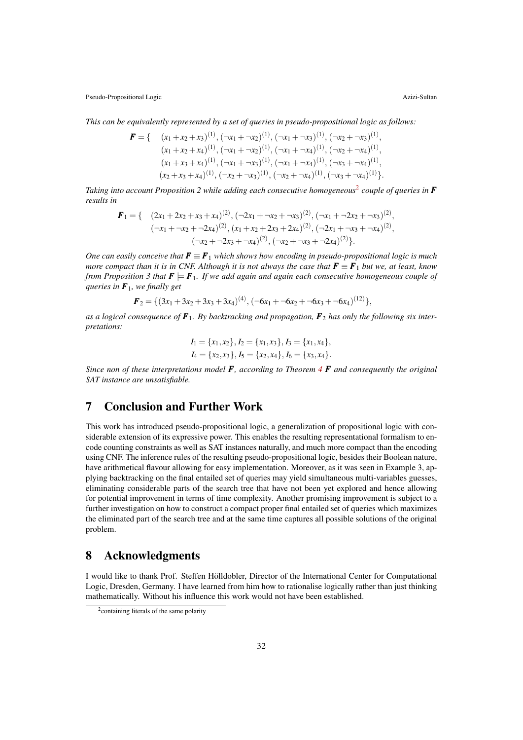*This can be equivalently represented by a set of queries in pseudo-propositional logic as follows:*

$$
\begin{aligned}
\boldsymbol{F} = \{ \quad & (x_1+x_2+x_3)^{(1)}, (\neg x_1+\neg x_2)^{(1)}, (\neg x_1+\neg x_3)^{(1)}, (\neg x_2+\neg x_3)^{(1)}, \\
& (x_1+x_2+x_4)^{(1)}, (\neg x_1+\neg x_2)^{(1)}, (\neg x_1+\neg x_4)^{(1)}, (\neg x_2+\neg x_4)^{(1)}, \\
& (x_1+x_3+x_4)^{(1)}, (\neg x_1+\neg x_3)^{(1)}, (\neg x_1+\neg x_4)^{(1)}, (\neg x_3+\neg x_4)^{(1)}, \\
& (x_2+x_3+x_4)^{(1)}, (\neg x_2+\neg x_3)^{(1)}, (\neg x_2+\neg x_4)^{(1)}, (\neg x_3+\neg x_4)^{(1)} \}.
\end{aligned}
$$

*Taking into account Proposition 2 while adding each consecutive homogeneous*[2] *couple of queries in* $\boldsymbol{F}$ *results in*

$$
\begin{aligned}
\boldsymbol{F}_1 = \{ \quad & (2x_1+2x_2+x_3+x_4)^{(2)}, (\neg 2x_1+\neg x_2+\neg x_3)^{(2)}, (\neg x_1+\neg 2x_2+\neg x_3)^{(2)}, \\
& (\neg x_1+\neg x_2+\neg 2x_4)^{(2)}, (x_1+x_2+2x_3+2x_4)^{(2)}, (\neg 2x_1+\neg x_3+\neg x_4)^{(2)}, \\
& (\neg x_2+\neg 2x_3+\neg x_4)^{(2)}, (\neg x_2+\neg x_3+\neg 2x_4)^{(2)} \}.
\end{aligned}
$$

*One can easily conceive that* $\boldsymbol{F} \equiv \boldsymbol{F}_1$ *which shows how encoding in pseudo-propositional logic is much more compact than it is in CNF. Although it is not always the case that* $\boldsymbol{F} \equiv \boldsymbol{F}_1$ *but we, at least, know from Proposition 3 that* $\boldsymbol{F} \models \boldsymbol{F}_1$*. If we add again and again each consecutive homogeneous couple of queries in* $\boldsymbol{F}_1$*, we finally get*

$$
\boldsymbol{F}_2 = \{(3x_1+3x_2+3x_3+3x_4)^{(4)}, (\neg 6x_1+\neg 6x_2+\neg 6x_3+\neg 6x_4)^{(12)}\},
$$

*as a logical consequence of* $\boldsymbol{F}_1$*. By backtracking and propagation,* $\boldsymbol{F}_2$ *has only the following six interpretations:*

$$
\begin{aligned}
& I_1 = \{x_1,x_2\}, I_2 = \{x_1,x_3\}, I_3 = \{x_1,x_4\}, \\
& I_4 = \{x_2,x_3\}, I_5 = \{x_2,x_4\}, I_6 = \{x_3,x_4\}.
\end{aligned}
$$

*Since non of these interpretations model* $\boldsymbol{F}$*, according to Theorem 4* $\boldsymbol{F}$ *and consequently the original SAT instance are unsatisfiable.*

## 7 Conclusion and Further Work

This work has introduced pseudo-propositional logic, a generalization of propositional logic with considerable extension of its expressive power. This enables the resulting representational formalism to encode counting constraints as well as SAT instances naturally, and much more compact than the encoding using CNF. The inference rules of the resulting pseudo-propositional logic, besides their Boolean nature, have arithmetical flavour allowing for easy implementation. Moreover, as it was seen in Example 3, applying backtracking on the final entailed set of queries may yield simultaneous multi-variables guesses, eliminating considerable parts of the search tree that have not been yet explored and hence allowing for potential improvement in terms of time complexity. Another promising improvement is subject to a further investigation on how to construct a compact proper final entailed set of queries which maximizes the eliminated part of the search tree and at the same time captures all possible solutions of the original problem.

## 8 Acknowledgments

I would like to thank Prof. Steffen Hölldobler, Director of the International Center for Computational Logic, Dresden, Germany. I have learned from him how to rationalise logically rather than just thinking mathematically. Without his influence this work would not have been established.

[2] containing literals of the same polarity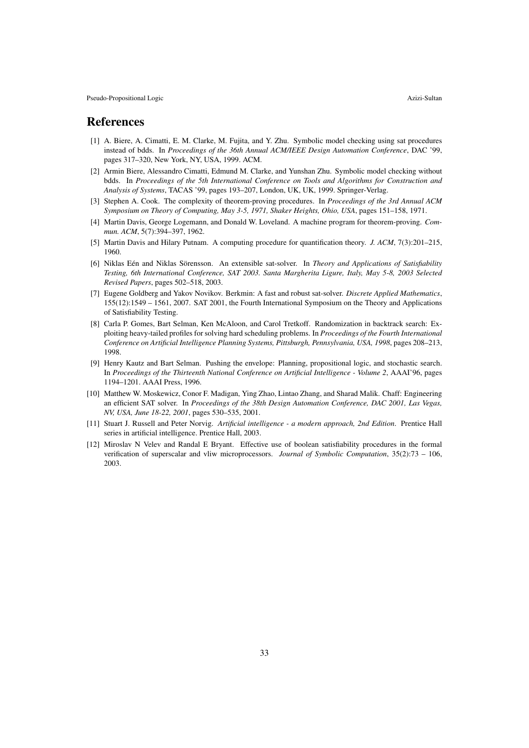## References

[1] A. Biere, A. Cimatti, E. M. Clarke, M. Fujita, and Y. Zhu. Symbolic model checking using sat procedures instead of bdds. In *Proceedings of the 36th Annual ACM/IEEE Design Automation Conference*, DAC '99, pages 317–320, New York, NY, USA, 1999. ACM.

[2] Armin Biere, Alessandro Cimatti, Edmund M. Clarke, and Yunshan Zhu. Symbolic model checking without bdds. In *Proceedings of the 5th International Conference on Tools and Algorithms for Construction and Analysis of Systems*, TACAS '99, pages 193–207, London, UK, UK, 1999. Springer-Verlag.

[3] Stephen A. Cook. The complexity of theorem-proving procedures. In *Proceedings of the 3rd Annual ACM Symposium on Theory of Computing, May 3-5, 1971, Shaker Heights, Ohio, USA*, pages 151–158, 1971.

[4] Martin Davis, George Logemann, and Donald W. Loveland. A machine program for theorem-proving. *Commun. ACM*, 5(7):394–397, 1962.

[5] Martin Davis and Hilary Putnam. A computing procedure for quantification theory. *J. ACM*, 7(3):201–215, 1960.

[6] Niklas Eén and Niklas Sörensson. An extensible sat-solver. In *Theory and Applications of Satisfiability Testing, 6th International Conference, SAT 2003. Santa Margherita Ligure, Italy, May 5-8, 2003 Selected Revised Papers*, pages 502–518, 2003.

[7] Eugene Goldberg and Yakov Novikov. Berkmin: A fast and robust sat-solver. *Discrete Applied Mathematics*, 155(12):1549 – 1561, 2007. SAT 2001, the Fourth International Symposium on the Theory and Applications of Satisfiability Testing.

[8] Carla P. Gomes, Bart Selman, Ken McAloon, and Carol Tretkoff. Randomization in backtrack search: Exploiting heavy-tailed profiles for solving hard scheduling problems. In *Proceedings of the Fourth International Conference on Artificial Intelligence Planning Systems, Pittsburgh, Pennsylvania, USA, 1998*, pages 208–213, 1998.

[9] Henry Kautz and Bart Selman. Pushing the envelope: Planning, propositional logic, and stochastic search. In *Proceedings of the Thirteenth National Conference on Artificial Intelligence - Volume 2*, AAAI'96, pages 1194–1201. AAAI Press, 1996.

[10] Matthew W. Moskewicz, Conor F. Madigan, Ying Zhao, Lintao Zhang, and Sharad Malik. Chaff: Engineering an efficient SAT solver. In *Proceedings of the 38th Design Automation Conference, DAC 2001, Las Vegas, NV, USA, June 18-22, 2001*, pages 530–535, 2001.

[11] Stuart J. Russell and Peter Norvig. *Artificial intelligence - a modern approach, 2nd Edition*. Prentice Hall series in artificial intelligence. Prentice Hall, 2003.

[12] Miroslav N Velev and Randal E Bryant. Effective use of boolean satisfiability procedures in the formal verification of superscalar and vliw microprocessors. *Journal of Symbolic Computation*, 35(2):73 – 106, 2003.